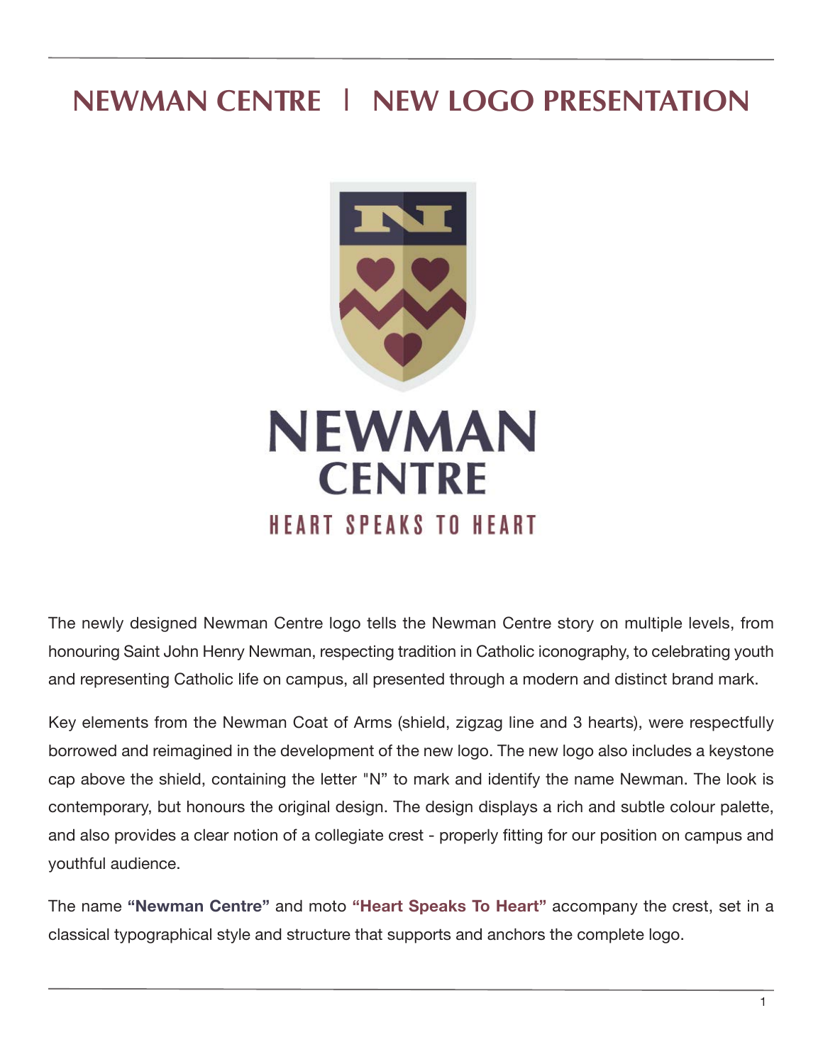# NEWMAN CENTRE | NEW LOGO PRESENTATION

NEWMAN
CENTRE
HEART SPEAKS TO HEART

The newly designed Newman Centre logo tells the Newman Centre story on multiple levels, from honouring Saint John Henry Newman, respecting tradition in Catholic iconography, to celebrating youth and representing Catholic life on campus, all presented through a modern and distinct brand mark.

Key elements from the Newman Coat of Arms (shield, zigzag line and 3 hearts), were respectfully borrowed and reimagined in the development of the new logo. The new logo also includes a keystone cap above the shield, containing the letter "N" to mark and identify the name Newman. The look is contemporary, but honours the original design. The design displays a rich and subtle colour palette, and also provides a clear notion of a collegiate crest - properly fitting for our position on campus and youthful audience.

The name **"Newman Centre"** and moto **"Heart Speaks To Heart"** accompany the crest, set in a classical typographical style and structure that supports and anchors the complete logo.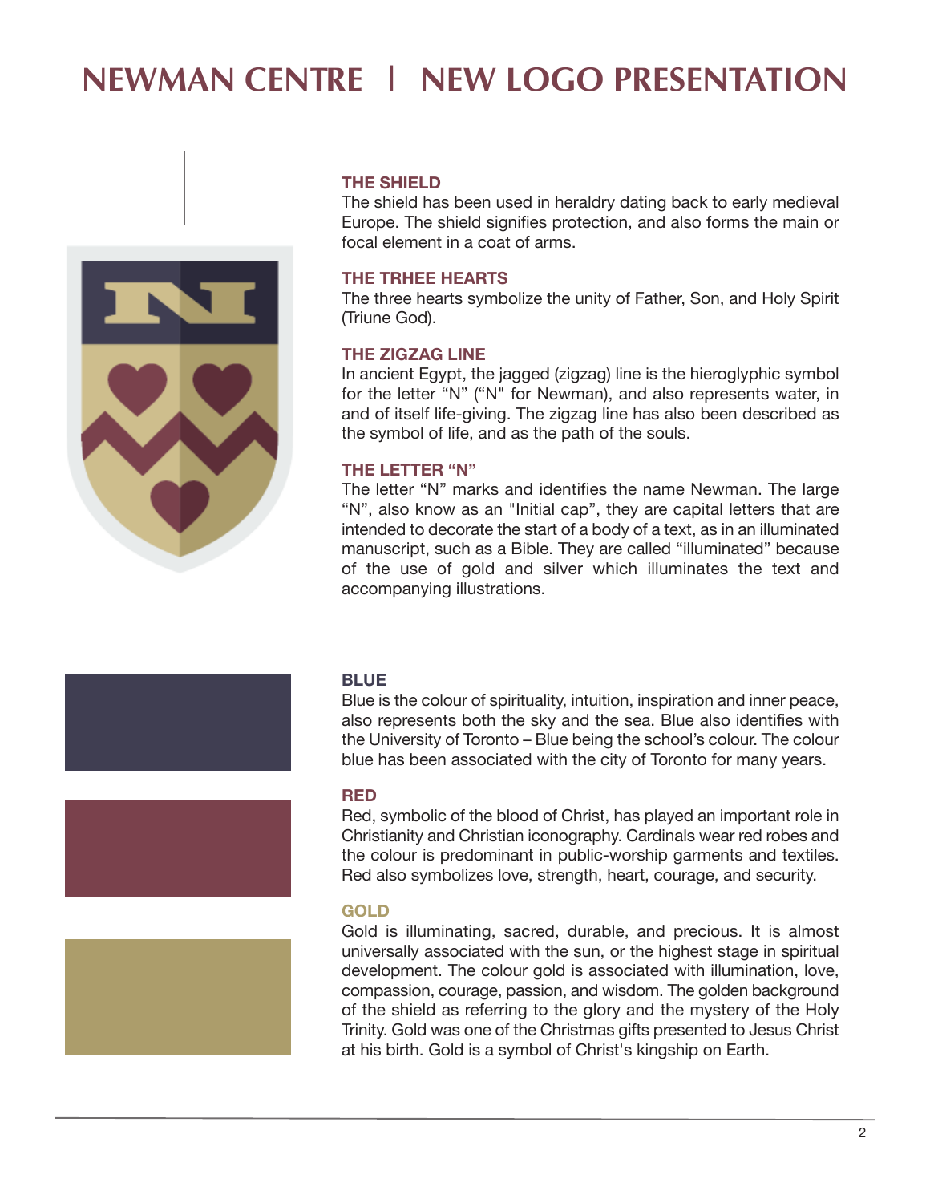# NEWMAN CENTRE | NEW LOGO PRESENTATION

### THE SHIELD

The shield has been used in heraldry dating back to early medieval Europe. The shield signifies protection, and also forms the main or focal element in a coat of arms.

### THE TRHEE HEARTS

The three hearts symbolize the unity of Father, Son, and Holy Spirit (Triune God).

### THE ZIGZAG LINE

In ancient Egypt, the jagged (zigzag) line is the hieroglyphic symbol for the letter "N" ("N" for Newman), and also represents water, in and of itself life-giving. The zigzag line has also been described as the symbol of life, and as the path of the souls.

### THE LETTER "N"

The letter "N" marks and identifies the name Newman. The large "N", also know as an "Initial cap", they are capital letters that are intended to decorate the start of a body of a text, as in an illuminated manuscript, such as a Bible. They are called "illuminated" because of the use of gold and silver which illuminates the text and accompanying illustrations.

### BLUE

Blue is the colour of spirituality, intuition, inspiration and inner peace, also represents both the sky and the sea. Blue also identifies with the University of Toronto – Blue being the school's colour. The colour blue has been associated with the city of Toronto for many years.

### RED

Red, symbolic of the blood of Christ, has played an important role in Christianity and Christian iconography. Cardinals wear red robes and the colour is predominant in public-worship garments and textiles. Red also symbolizes love, strength, heart, courage, and security.

### GOLD

Gold is illuminating, sacred, durable, and precious. It is almost universally associated with the sun, or the highest stage in spiritual development. The colour gold is associated with illumination, love, compassion, courage, passion, and wisdom. The golden background of the shield as referring to the glory and the mystery of the Holy Trinity. Gold was one of the Christmas gifts presented to Jesus Christ at his birth. Gold is a symbol of Christ's kingship on Earth.